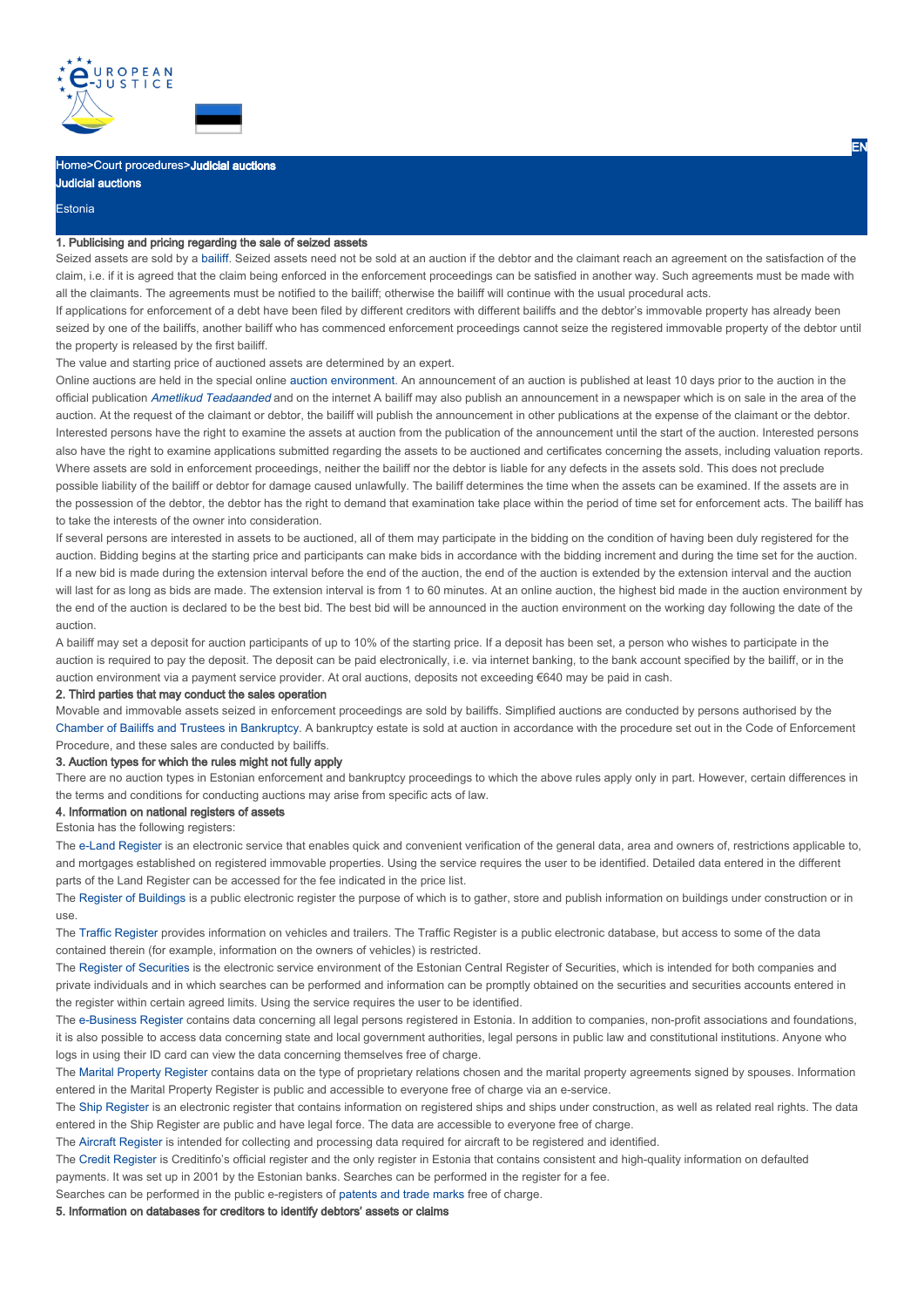Home>Court procedures>Judicial auctions

# Judicial auctions

Estonia

### 1. Publicising and pricing regarding the sale of seized assets

Seized assets are sold by a bailiff. Seized assets need not be sold at an auction if the debtor and the claimant reach an agreement on the satisfaction of the claim, i.e. if it is agreed that the claim being enforced in the enforcement proceedings can be satisfied in another way. Such agreements must be made with all the claimants. The agreements must be notified to the bailiff; otherwise the bailiff will continue with the usual procedural acts.

If applications for enforcement of a debt have been filed by different creditors with different bailiffs and the debtor's immovable property has already been seized by one of the bailiffs, another bailiff who has commenced enforcement proceedings cannot seize the registered immovable property of the debtor until the property is released by the first bailiff.

The value and starting price of auctioned assets are determined by an expert.

Online auctions are held in the special online auction environment. An announcement of an auction is published at least 10 days prior to the auction in the official publication *Ametlikud Teadaanded* and on the internet A bailiff may also publish an announcement in a newspaper which is on sale in the area of the auction. At the request of the claimant or debtor, the bailiff will publish the announcement in other publications at the expense of the claimant or the debtor.

Interested persons have the right to examine the assets at auction from the publication of the announcement until the start of the auction. Interested persons also have the right to examine applications submitted regarding the assets to be auctioned and certificates concerning the assets, including valuation reports. Where assets are sold in enforcement proceedings, neither the bailiff nor the debtor is liable for any defects in the assets sold. This does not preclude possible liability of the bailiff or debtor for damage caused unlawfully. The bailiff determines the time when the assets can be examined. If the assets are in the possession of the debtor, the debtor has the right to demand that examination take place within the period of time set for enforcement acts. The bailiff has to take the interests of the owner into consideration.

If several persons are interested in assets to be auctioned, all of them may participate in the bidding on the condition of having been duly registered for the auction. Bidding begins at the starting price and participants can make bids in accordance with the bidding increment and during the time set for the auction. If a new bid is made during the extension interval before the end of the auction, the end of the auction is extended by the extension interval and the auction will last for as long as bids are made. The extension interval is from 1 to 60 minutes. At an online auction, the highest bid made in the auction environment by the end of the auction is declared to be the best bid. The best bid will be announced in the auction environment on the working day following the date of the auction.

A bailiff may set a deposit for auction participants of up to 10% of the starting price. If a deposit has been set, a person who wishes to participate in the auction is required to pay the deposit. The deposit can be paid electronically, i.e. via internet banking, to the bank account specified by the bailiff, or in the auction environment via a payment service provider. At oral auctions, deposits not exceeding €640 may be paid in cash.

### 2. Third parties that may conduct the sales operation

Movable and immovable assets seized in enforcement proceedings are sold by bailiffs. Simplified auctions are conducted by persons authorised by the Chamber of Bailiffs and Trustees in Bankruptcy. A bankruptcy estate is sold at auction in accordance with the procedure set out in the Code of Enforcement Procedure, and these sales are conducted by bailiffs.

### 3. Auction types for which the rules might not fully apply

There are no auction types in Estonian enforcement and bankruptcy proceedings to which the above rules apply only in part. However, certain differences in the terms and conditions for conducting auctions may arise from specific acts of law.

### 4. Information on national registers of assets

Estonia has the following registers:

The e-Land Register is an electronic service that enables quick and convenient verification of the general data, area and owners of, restrictions applicable to, and mortgages established on registered immovable properties. Using the service requires the user to be identified. Detailed data entered in the different parts of the Land Register can be accessed for the fee indicated in the price list.

The Register of Buildings is a public electronic register the purpose of which is to gather, store and publish information on buildings under construction or in use.

The Traffic Register provides information on vehicles and trailers. The Traffic Register is a public electronic database, but access to some of the data contained therein (for example, information on the owners of vehicles) is restricted.

The Register of Securities is the electronic service environment of the Estonian Central Register of Securities, which is intended for both companies and private individuals and in which searches can be performed and information can be promptly obtained on the securities and securities accounts entered in the register within certain agreed limits. Using the service requires the user to be identified.

The e-Business Register contains data concerning all legal persons registered in Estonia. In addition to companies, non-profit associations and foundations, it is also possible to access data concerning state and local government authorities, legal persons in public law and constitutional institutions. Anyone who logs in using their ID card can view the data concerning themselves free of charge.

The Marital Property Register contains data on the type of proprietary relations chosen and the marital property agreements signed by spouses. Information entered in the Marital Property Register is public and accessible to everyone free of charge via an e-service.

The Ship Register is an electronic register that contains information on registered ships and ships under construction, as well as related real rights. The data entered in the Ship Register are public and have legal force. The data are accessible to everyone free of charge.

The Aircraft Register is intended for collecting and processing data required for aircraft to be registered and identified.

The Credit Register is Creditinfo's official register and the only register in Estonia that contains consistent and high-quality information on defaulted payments. It was set up in 2001 by the Estonian banks. Searches can be performed in the register for a fee.

Searches can be performed in the public e-registers of patents and trade marks free of charge.

### 5. Information on databases for creditors to identify debtors' assets or claims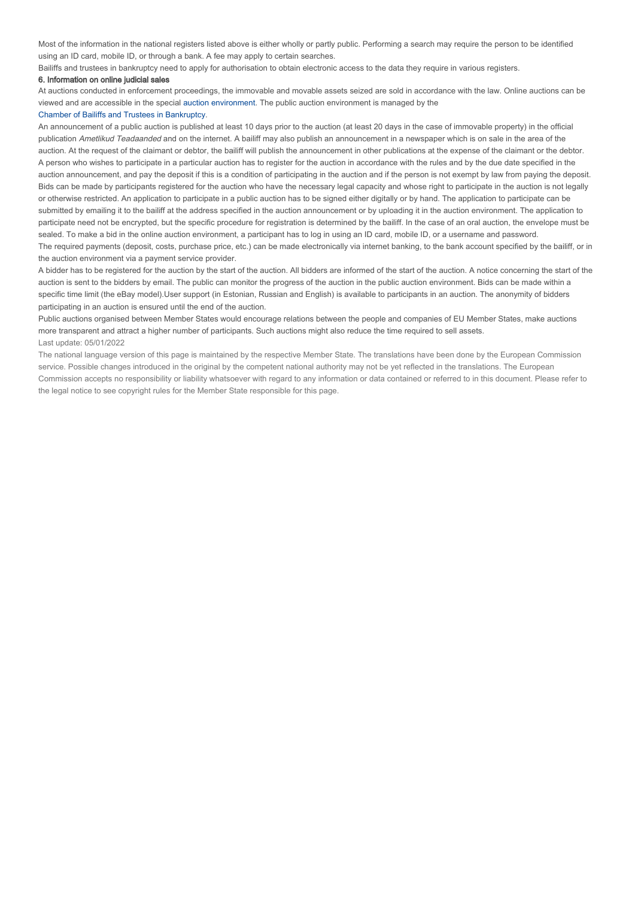Most of the information in the national registers listed above is either wholly or partly public. Performing a search may require the person to be identified using an ID card, mobile ID, or through a bank. A fee may apply to certain searches.

Bailiffs and trustees in bankruptcy need to apply for authorisation to obtain electronic access to the data they require in various registers.

### 6. Information on online judicial sales

At auctions conducted in enforcement proceedings, the immovable and movable assets seized are sold in accordance with the law. Online auctions can be viewed and are accessible in the special auction environment. The public auction environment is managed by the Chamber of Bailiffs and Trustees in Bankruptcy.

An announcement of a public auction is published at least 10 days prior to the auction (at least 20 days in the case of immovable property) in the official publication *Ametlikud Teadaanded* and on the internet. A bailiff may also publish an announcement in a newspaper which is on sale in the area of the auction. At the request of the claimant or debtor, the bailiff will publish the announcement in other publications at the expense of the claimant or the debtor.

A person who wishes to participate in a particular auction has to register for the auction in accordance with the rules and by the due date specified in the auction announcement, and pay the deposit if this is a condition of participating in the auction and if the person is not exempt by law from paying the deposit. Bids can be made by participants registered for the auction who have the necessary legal capacity and whose right to participate in the auction is not legally or otherwise restricted. An application to participate in a public auction has to be signed either digitally or by hand. The application to participate can be submitted by emailing it to the bailiff at the address specified in the auction announcement or by uploading it in the auction environment. The application to participate need not be encrypted, but the specific procedure for registration is determined by the bailiff. In the case of an oral auction, the envelope must be sealed. To make a bid in the online auction environment, a participant has to log in using an ID card, mobile ID, or a username and password.

The required payments (deposit, costs, purchase price, etc.) can be made electronically via internet banking, to the bank account specified by the bailiff, or in the auction environment via a payment service provider.

A bidder has to be registered for the auction by the start of the auction. All bidders are informed of the start of the auction. A notice concerning the start of the auction is sent to the bidders by email. The public can monitor the progress of the auction in the public auction environment. Bids can be made within a specific time limit (the eBay model).User support (in Estonian, Russian and English) is available to participants in an auction. The anonymity of bidders participating in an auction is ensured until the end of the auction.

Public auctions organised between Member States would encourage relations between the people and companies of EU Member States, make auctions more transparent and attract a higher number of participants. Such auctions might also reduce the time required to sell assets.

Last update: 05/01/2022

The national language version of this page is maintained by the respective Member State. The translations have been done by the European Commission service. Possible changes introduced in the original by the competent national authority may not be yet reflected in the translations. The European Commission accepts no responsibility or liability whatsoever with regard to any information or data contained or referred to in this document. Please refer to the legal notice to see copyright rules for the Member State responsible for this page.